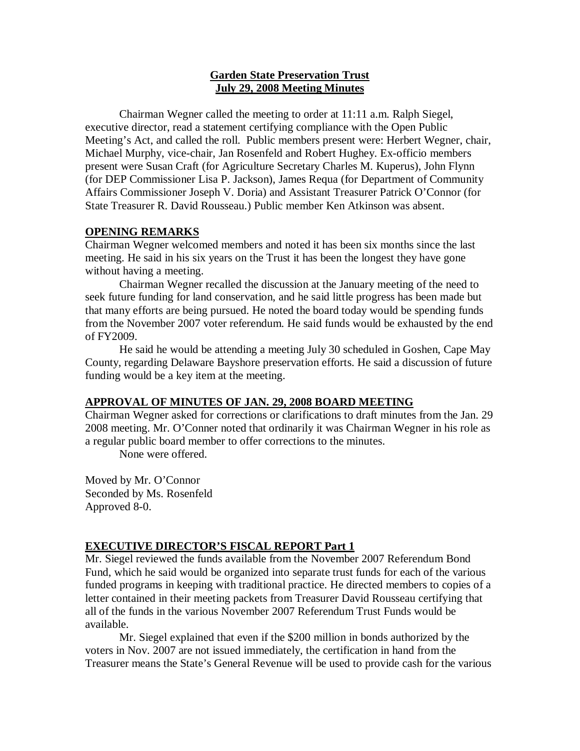**Garden State Preservation Trust**
**July 29, 2008 Meeting Minutes**

Chairman Wegner called the meeting to order at 11:11 a.m. Ralph Siegel, executive director, read a statement certifying compliance with the Open Public Meeting's Act, and called the roll. Public members present were: Herbert Wegner, chair, Michael Murphy, vice-chair, Jan Rosenfeld and Robert Hughey. Ex-officio members present were Susan Craft (for Agriculture Secretary Charles M. Kuperus), John Flynn (for DEP Commissioner Lisa P. Jackson), James Requa (for Department of Community Affairs Commissioner Joseph V. Doria) and Assistant Treasurer Patrick O'Connor (for State Treasurer R. David Rousseau.) Public member Ken Atkinson was absent.

## OPENING REMARKS

Chairman Wegner welcomed members and noted it has been six months since the last meeting. He said in his six years on the Trust it has been the longest they have gone without having a meeting.

Chairman Wegner recalled the discussion at the January meeting of the need to seek future funding for land conservation, and he said little progress has been made but that many efforts are being pursued. He noted the board today would be spending funds from the November 2007 voter referendum. He said funds would be exhausted by the end of FY2009.

He said he would be attending a meeting July 30 scheduled in Goshen, Cape May County, regarding Delaware Bayshore preservation efforts. He said a discussion of future funding would be a key item at the meeting.

## APPROVAL OF MINUTES OF JAN. 29, 2008 BOARD MEETING

Chairman Wegner asked for corrections or clarifications to draft minutes from the Jan. 29 2008 meeting. Mr. O'Conner noted that ordinarily it was Chairman Wegner in his role as a regular public board member to offer corrections to the minutes.

None were offered.

Moved by Mr. O'Connor
Seconded by Ms. Rosenfeld
Approved 8-0.

## EXECUTIVE DIRECTOR'S FISCAL REPORT Part 1

Mr. Siegel reviewed the funds available from the November 2007 Referendum Bond Fund, which he said would be organized into separate trust funds for each of the various funded programs in keeping with traditional practice. He directed members to copies of a letter contained in their meeting packets from Treasurer David Rousseau certifying that all of the funds in the various November 2007 Referendum Trust Funds would be available.

Mr. Siegel explained that even if the $200 million in bonds authorized by the voters in Nov. 2007 are not issued immediately, the certification in hand from the Treasurer means the State's General Revenue will be used to provide cash for the various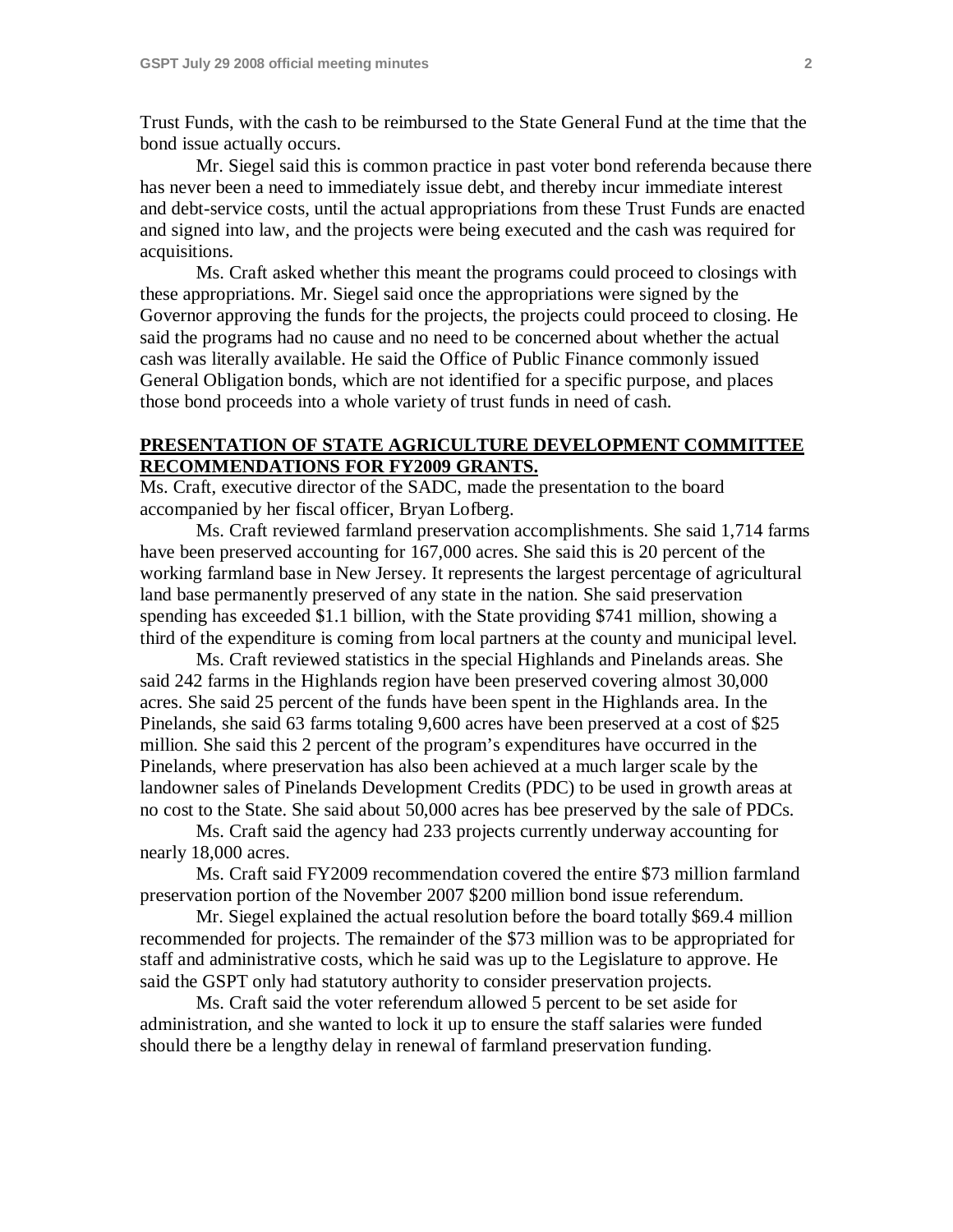Trust Funds, with the cash to be reimbursed to the State General Fund at the time that the bond issue actually occurs.

Mr. Siegel said this is common practice in past voter bond referenda because there has never been a need to immediately issue debt, and thereby incur immediate interest and debt-service costs, until the actual appropriations from these Trust Funds are enacted and signed into law, and the projects were being executed and the cash was required for acquisitions.

Ms. Craft asked whether this meant the programs could proceed to closings with these appropriations. Mr. Siegel said once the appropriations were signed by the Governor approving the funds for the projects, the projects could proceed to closing. He said the programs had no cause and no need to be concerned about whether the actual cash was literally available. He said the Office of Public Finance commonly issued General Obligation bonds, which are not identified for a specific purpose, and places those bond proceeds into a whole variety of trust funds in need of cash.

## PRESENTATION OF STATE AGRICULTURE DEVELOPMENT COMMITTEE RECOMMENDATIONS FOR FY2009 GRANTS.

Ms. Craft, executive director of the SADC, made the presentation to the board accompanied by her fiscal officer, Bryan Lofberg.

Ms. Craft reviewed farmland preservation accomplishments. She said 1,714 farms have been preserved accounting for 167,000 acres. She said this is 20 percent of the working farmland base in New Jersey. It represents the largest percentage of agricultural land base permanently preserved of any state in the nation. She said preservation spending has exceeded $1.1 billion, with the State providing $741 million, showing a third of the expenditure is coming from local partners at the county and municipal level.

Ms. Craft reviewed statistics in the special Highlands and Pinelands areas. She said 242 farms in the Highlands region have been preserved covering almost 30,000 acres. She said 25 percent of the funds have been spent in the Highlands area. In the Pinelands, she said 63 farms totaling 9,600 acres have been preserved at a cost of $25 million. She said this 2 percent of the program's expenditures have occurred in the Pinelands, where preservation has also been achieved at a much larger scale by the landowner sales of Pinelands Development Credits (PDC) to be used in growth areas at no cost to the State. She said about 50,000 acres has bee preserved by the sale of PDCs.

Ms. Craft said the agency had 233 projects currently underway accounting for nearly 18,000 acres.

Ms. Craft said FY2009 recommendation covered the entire $73 million farmland preservation portion of the November 2007 $200 million bond issue referendum.

Mr. Siegel explained the actual resolution before the board totally $69.4 million recommended for projects. The remainder of the $73 million was to be appropriated for staff and administrative costs, which he said was up to the Legislature to approve. He said the GSPT only had statutory authority to consider preservation projects.

Ms. Craft said the voter referendum allowed 5 percent to be set aside for administration, and she wanted to lock it up to ensure the staff salaries were funded should there be a lengthy delay in renewal of farmland preservation funding.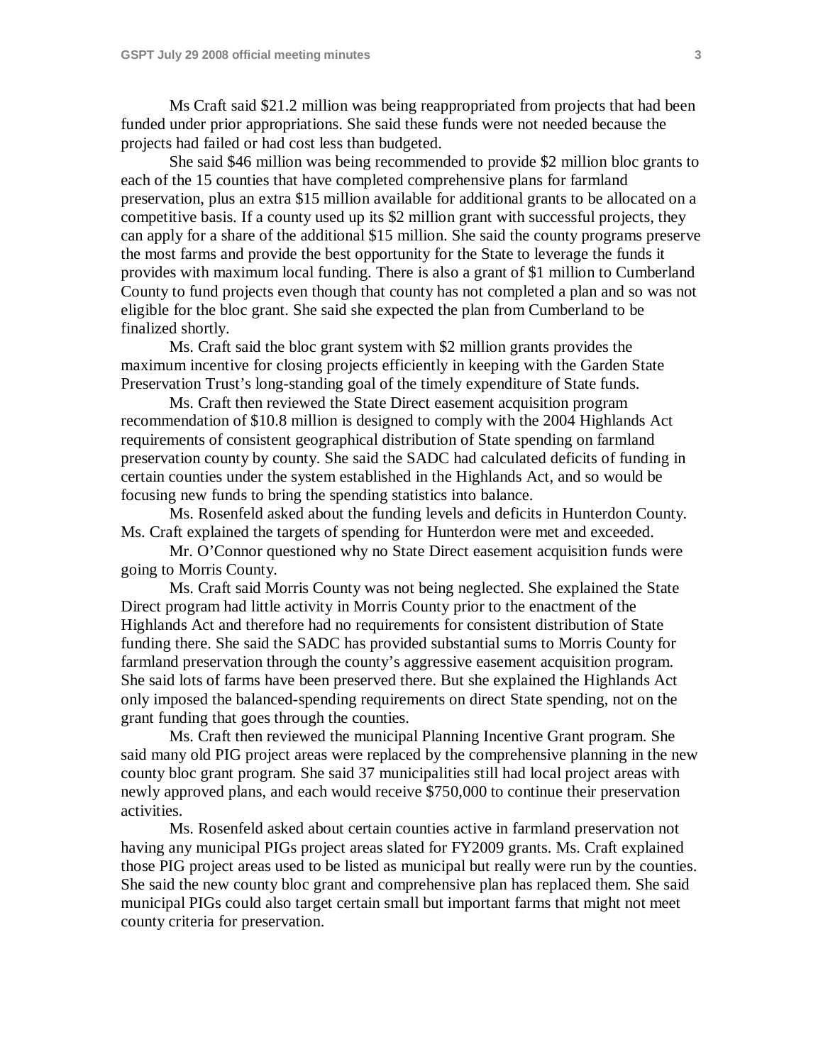Ms Craft said \$21.2 million was being reappropriated from projects that had been funded under prior appropriations. She said these funds were not needed because the projects had failed or had cost less than budgeted.

She said \$46 million was being recommended to provide \$2 million bloc grants to each of the 15 counties that have completed comprehensive plans for farmland preservation, plus an extra \$15 million available for additional grants to be allocated on a competitive basis. If a county used up its \$2 million grant with successful projects, they can apply for a share of the additional \$15 million. She said the county programs preserve the most farms and provide the best opportunity for the State to leverage the funds it provides with maximum local funding. There is also a grant of \$1 million to Cumberland County to fund projects even though that county has not completed a plan and so was not eligible for the bloc grant. She said she expected the plan from Cumberland to be finalized shortly.

Ms. Craft said the bloc grant system with \$2 million grants provides the maximum incentive for closing projects efficiently in keeping with the Garden State Preservation Trust's long-standing goal of the timely expenditure of State funds.

Ms. Craft then reviewed the State Direct easement acquisition program recommendation of \$10.8 million is designed to comply with the 2004 Highlands Act requirements of consistent geographical distribution of State spending on farmland preservation county by county. She said the SADC had calculated deficits of funding in certain counties under the system established in the Highlands Act, and so would be focusing new funds to bring the spending statistics into balance.

Ms. Rosenfeld asked about the funding levels and deficits in Hunterdon County. Ms. Craft explained the targets of spending for Hunterdon were met and exceeded.

Mr. O'Connor questioned why no State Direct easement acquisition funds were going to Morris County.

Ms. Craft said Morris County was not being neglected. She explained the State Direct program had little activity in Morris County prior to the enactment of the Highlands Act and therefore had no requirements for consistent distribution of State funding there. She said the SADC has provided substantial sums to Morris County for farmland preservation through the county's aggressive easement acquisition program. She said lots of farms have been preserved there. But she explained the Highlands Act only imposed the balanced-spending requirements on direct State spending, not on the grant funding that goes through the counties.

Ms. Craft then reviewed the municipal Planning Incentive Grant program. She said many old PIG project areas were replaced by the comprehensive planning in the new county bloc grant program. She said 37 municipalities still had local project areas with newly approved plans, and each would receive \$750,000 to continue their preservation activities.

Ms. Rosenfeld asked about certain counties active in farmland preservation not having any municipal PIGs project areas slated for FY2009 grants. Ms. Craft explained those PIG project areas used to be listed as municipal but really were run by the counties. She said the new county bloc grant and comprehensive plan has replaced them. She said municipal PIGs could also target certain small but important farms that might not meet county criteria for preservation.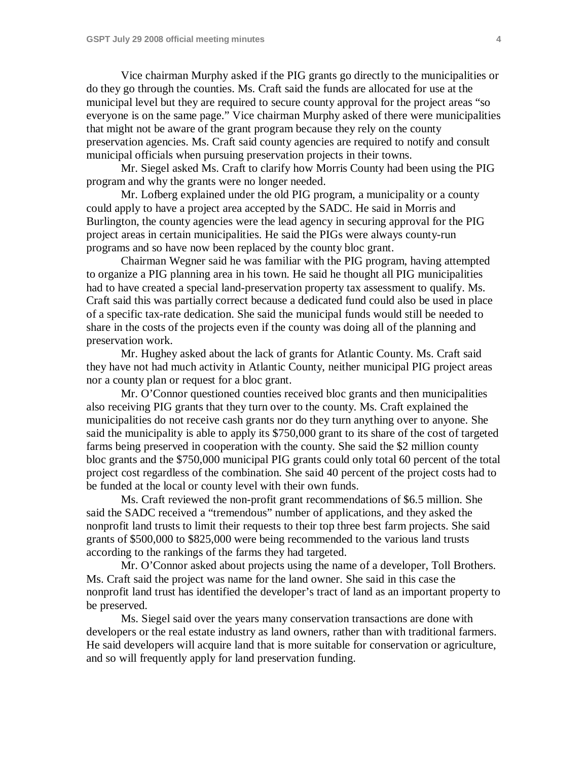Vice chairman Murphy asked if the PIG grants go directly to the municipalities or do they go through the counties. Ms. Craft said the funds are allocated for use at the municipal level but they are required to secure county approval for the project areas "so everyone is on the same page." Vice chairman Murphy asked of there were municipalities that might not be aware of the grant program because they rely on the county preservation agencies. Ms. Craft said county agencies are required to notify and consult municipal officials when pursuing preservation projects in their towns.

Mr. Siegel asked Ms. Craft to clarify how Morris County had been using the PIG program and why the grants were no longer needed.

Mr. Lofberg explained under the old PIG program, a municipality or a county could apply to have a project area accepted by the SADC. He said in Morris and Burlington, the county agencies were the lead agency in securing approval for the PIG project areas in certain municipalities. He said the PIGs were always county-run programs and so have now been replaced by the county bloc grant.

Chairman Wegner said he was familiar with the PIG program, having attempted to organize a PIG planning area in his town. He said he thought all PIG municipalities had to have created a special land-preservation property tax assessment to qualify. Ms. Craft said this was partially correct because a dedicated fund could also be used in place of a specific tax-rate dedication. She said the municipal funds would still be needed to share in the costs of the projects even if the county was doing all of the planning and preservation work.

Mr. Hughey asked about the lack of grants for Atlantic County. Ms. Craft said they have not had much activity in Atlantic County, neither municipal PIG project areas nor a county plan or request for a bloc grant.

Mr. O'Connor questioned counties received bloc grants and then municipalities also receiving PIG grants that they turn over to the county. Ms. Craft explained the municipalities do not receive cash grants nor do they turn anything over to anyone. She said the municipality is able to apply its $750,000 grant to its share of the cost of targeted farms being preserved in cooperation with the county. She said the $2 million county bloc grants and the $750,000 municipal PIG grants could only total 60 percent of the total project cost regardless of the combination. She said 40 percent of the project costs had to be funded at the local or county level with their own funds.

Ms. Craft reviewed the non-profit grant recommendations of $6.5 million. She said the SADC received a "tremendous" number of applications, and they asked the nonprofit land trusts to limit their requests to their top three best farm projects. She said grants of $500,000 to $825,000 were being recommended to the various land trusts according to the rankings of the farms they had targeted.

Mr. O'Connor asked about projects using the name of a developer, Toll Brothers. Ms. Craft said the project was name for the land owner. She said in this case the nonprofit land trust has identified the developer's tract of land as an important property to be preserved.

Ms. Siegel said over the years many conservation transactions are done with developers or the real estate industry as land owners, rather than with traditional farmers. He said developers will acquire land that is more suitable for conservation or agriculture, and so will frequently apply for land preservation funding.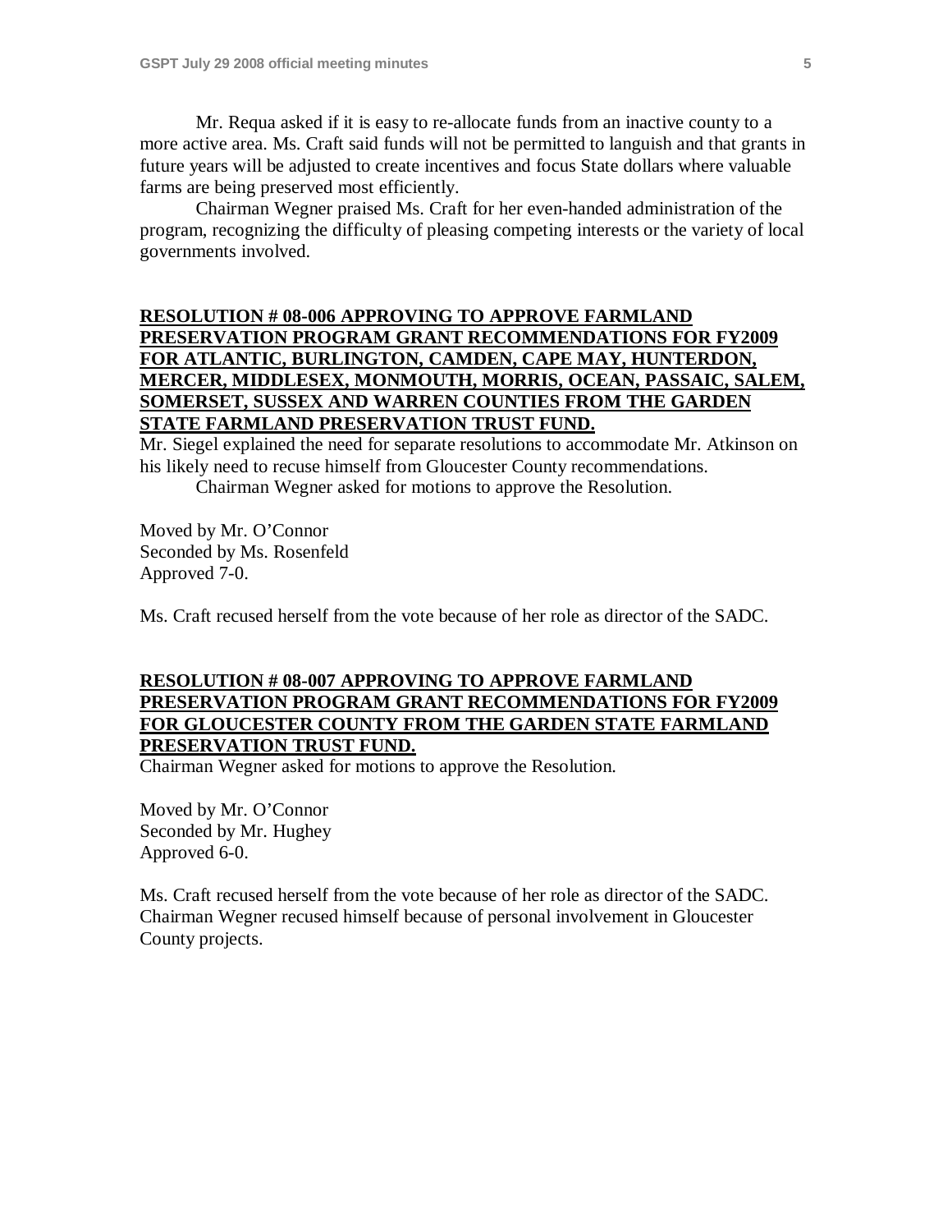Mr. Requa asked if it is easy to re-allocate funds from an inactive county to a more active area. Ms. Craft said funds will not be permitted to languish and that grants in future years will be adjusted to create incentives and focus State dollars where valuable farms are being preserved most efficiently.

Chairman Wegner praised Ms. Craft for her even-handed administration of the program, recognizing the difficulty of pleasing competing interests or the variety of local governments involved.

**RESOLUTION # 08-006 APPROVING TO APPROVE FARMLAND PRESERVATION PROGRAM GRANT RECOMMENDATIONS FOR FY2009 FOR ATLANTIC, BURLINGTON, CAMDEN, CAPE MAY, HUNTERDON, MERCER, MIDDLESEX, MONMOUTH, MORRIS, OCEAN, PASSAIC, SALEM, SOMERSET, SUSSEX AND WARREN COUNTIES FROM THE GARDEN STATE FARMLAND PRESERVATION TRUST FUND.**

Mr. Siegel explained the need for separate resolutions to accommodate Mr. Atkinson on his likely need to recuse himself from Gloucester County recommendations.

Chairman Wegner asked for motions to approve the Resolution.

Moved by Mr. O'Connor
Seconded by Ms. Rosenfeld
Approved 7-0.

Ms. Craft recused herself from the vote because of her role as director of the SADC.

**RESOLUTION # 08-007 APPROVING TO APPROVE FARMLAND PRESERVATION PROGRAM GRANT RECOMMENDATIONS FOR FY2009 FOR GLOUCESTER COUNTY FROM THE GARDEN STATE FARMLAND PRESERVATION TRUST FUND.**

Chairman Wegner asked for motions to approve the Resolution.

Moved by Mr. O'Connor
Seconded by Mr. Hughey
Approved 6-0.

Ms. Craft recused herself from the vote because of her role as director of the SADC. Chairman Wegner recused himself because of personal involvement in Gloucester County projects.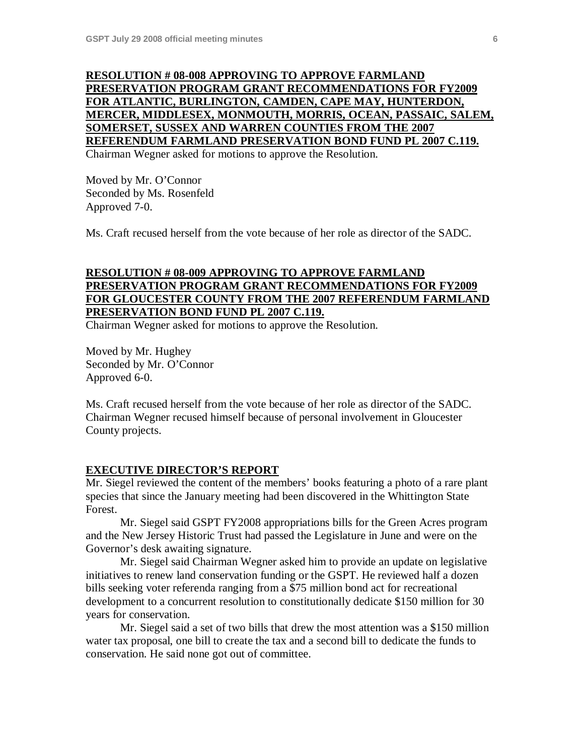**<u>RESOLUTION # 08-008 APPROVING TO APPROVE FARMLAND PRESERVATION PROGRAM GRANT RECOMMENDATIONS FOR FY2009 FOR ATLANTIC, BURLINGTON, CAMDEN, CAPE MAY, HUNTERDON, MERCER, MIDDLESEX, MONMOUTH, MORRIS, OCEAN, PASSAIC, SALEM, SOMERSET, SUSSEX AND WARREN COUNTIES FROM THE 2007 REFERENDUM FARMLAND PRESERVATION BOND FUND PL 2007 C.119.</u>**

Chairman Wegner asked for motions to approve the Resolution.

Moved by Mr. O'Connor
Seconded by Ms. Rosenfeld
Approved 7-0.

Ms. Craft recused herself from the vote because of her role as director of the SADC.

**<u>RESOLUTION # 08-009 APPROVING TO APPROVE FARMLAND PRESERVATION PROGRAM GRANT RECOMMENDATIONS FOR FY2009 FOR GLOUCESTER COUNTY FROM THE 2007 REFERENDUM FARMLAND PRESERVATION BOND FUND PL 2007 C.119.</u>**

Chairman Wegner asked for motions to approve the Resolution.

Moved by Mr. Hughey
Seconded by Mr. O'Connor
Approved 6-0.

Ms. Craft recused herself from the vote because of her role as director of the SADC. Chairman Wegner recused himself because of personal involvement in Gloucester County projects.

**<u>EXECUTIVE DIRECTOR'S REPORT</u>**

Mr. Siegel reviewed the content of the members' books featuring a photo of a rare plant species that since the January meeting had been discovered in the Whittington State Forest.

Mr. Siegel said GSPT FY2008 appropriations bills for the Green Acres program and the New Jersey Historic Trust had passed the Legislature in June and were on the Governor's desk awaiting signature.

Mr. Siegel said Chairman Wegner asked him to provide an update on legislative initiatives to renew land conservation funding or the GSPT. He reviewed half a dozen bills seeking voter referenda ranging from a $75 million bond act for recreational development to a concurrent resolution to constitutionally dedicate $150 million for 30 years for conservation.

Mr. Siegel said a set of two bills that drew the most attention was a $150 million water tax proposal, one bill to create the tax and a second bill to dedicate the funds to conservation. He said none got out of committee.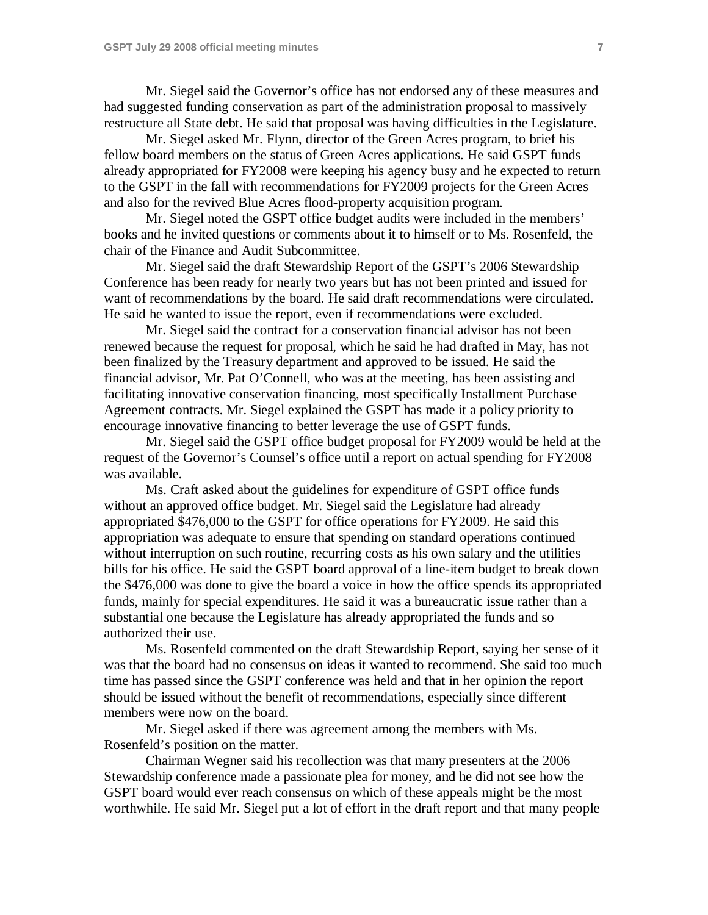Mr. Siegel said the Governor's office has not endorsed any of these measures and had suggested funding conservation as part of the administration proposal to massively restructure all State debt. He said that proposal was having difficulties in the Legislature.

Mr. Siegel asked Mr. Flynn, director of the Green Acres program, to brief his fellow board members on the status of Green Acres applications. He said GSPT funds already appropriated for FY2008 were keeping his agency busy and he expected to return to the GSPT in the fall with recommendations for FY2009 projects for the Green Acres and also for the revived Blue Acres flood-property acquisition program.

Mr. Siegel noted the GSPT office budget audits were included in the members' books and he invited questions or comments about it to himself or to Ms. Rosenfeld, the chair of the Finance and Audit Subcommittee.

Mr. Siegel said the draft Stewardship Report of the GSPT's 2006 Stewardship Conference has been ready for nearly two years but has not been printed and issued for want of recommendations by the board. He said draft recommendations were circulated. He said he wanted to issue the report, even if recommendations were excluded.

Mr. Siegel said the contract for a conservation financial advisor has not been renewed because the request for proposal, which he said he had drafted in May, has not been finalized by the Treasury department and approved to be issued. He said the financial advisor, Mr. Pat O'Connell, who was at the meeting, has been assisting and facilitating innovative conservation financing, most specifically Installment Purchase Agreement contracts. Mr. Siegel explained the GSPT has made it a policy priority to encourage innovative financing to better leverage the use of GSPT funds.

Mr. Siegel said the GSPT office budget proposal for FY2009 would be held at the request of the Governor's Counsel's office until a report on actual spending for FY2008 was available.

Ms. Craft asked about the guidelines for expenditure of GSPT office funds without an approved office budget. Mr. Siegel said the Legislature had already appropriated $476,000 to the GSPT for office operations for FY2009. He said this appropriation was adequate to ensure that spending on standard operations continued without interruption on such routine, recurring costs as his own salary and the utilities bills for his office. He said the GSPT board approval of a line-item budget to break down the $476,000 was done to give the board a voice in how the office spends its appropriated funds, mainly for special expenditures. He said it was a bureaucratic issue rather than a substantial one because the Legislature has already appropriated the funds and so authorized their use.

Ms. Rosenfeld commented on the draft Stewardship Report, saying her sense of it was that the board had no consensus on ideas it wanted to recommend. She said too much time has passed since the GSPT conference was held and that in her opinion the report should be issued without the benefit of recommendations, especially since different members were now on the board.

Mr. Siegel asked if there was agreement among the members with Ms. Rosenfeld's position on the matter.

Chairman Wegner said his recollection was that many presenters at the 2006 Stewardship conference made a passionate plea for money, and he did not see how the GSPT board would ever reach consensus on which of these appeals might be the most worthwhile. He said Mr. Siegel put a lot of effort in the draft report and that many people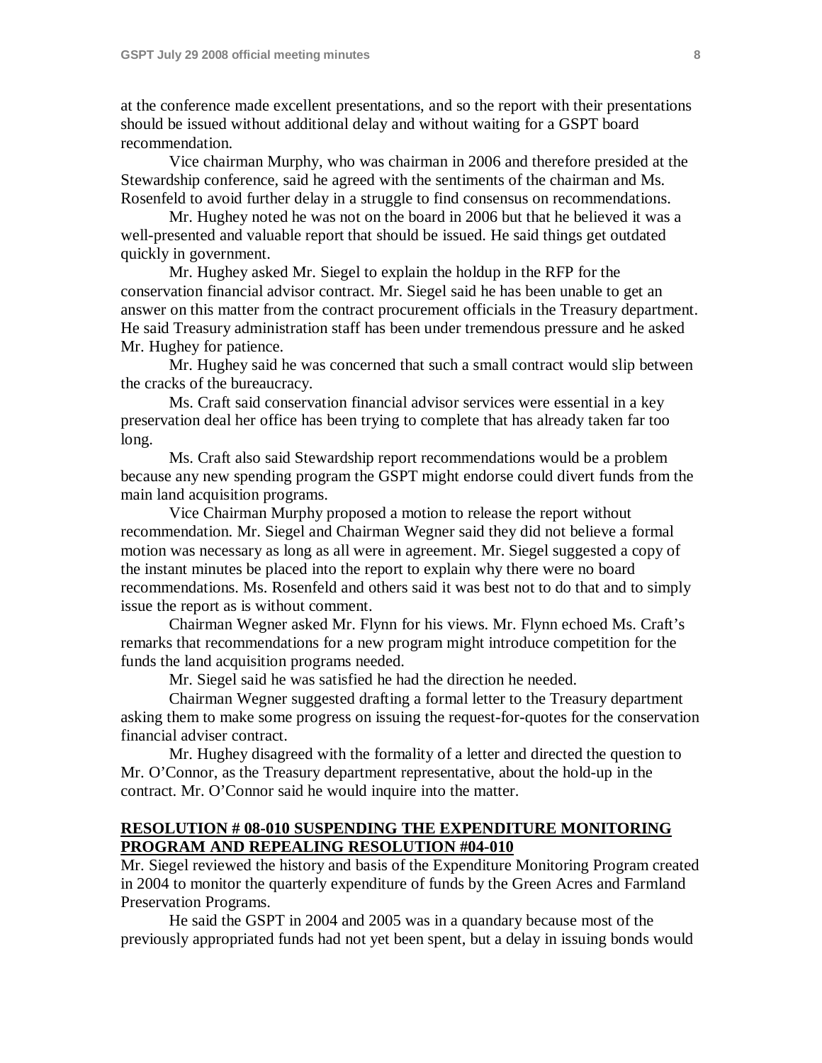at the conference made excellent presentations, and so the report with their presentations should be issued without additional delay and without waiting for a GSPT board recommendation.

Vice chairman Murphy, who was chairman in 2006 and therefore presided at the Stewardship conference, said he agreed with the sentiments of the chairman and Ms. Rosenfeld to avoid further delay in a struggle to find consensus on recommendations.

Mr. Hughey noted he was not on the board in 2006 but that he believed it was a well-presented and valuable report that should be issued. He said things get outdated quickly in government.

Mr. Hughey asked Mr. Siegel to explain the holdup in the RFP for the conservation financial advisor contract. Mr. Siegel said he has been unable to get an answer on this matter from the contract procurement officials in the Treasury department. He said Treasury administration staff has been under tremendous pressure and he asked Mr. Hughey for patience.

Mr. Hughey said he was concerned that such a small contract would slip between the cracks of the bureaucracy.

Ms. Craft said conservation financial advisor services were essential in a key preservation deal her office has been trying to complete that has already taken far too long.

Ms. Craft also said Stewardship report recommendations would be a problem because any new spending program the GSPT might endorse could divert funds from the main land acquisition programs.

Vice Chairman Murphy proposed a motion to release the report without recommendation. Mr. Siegel and Chairman Wegner said they did not believe a formal motion was necessary as long as all were in agreement. Mr. Siegel suggested a copy of the instant minutes be placed into the report to explain why there were no board recommendations. Ms. Rosenfeld and others said it was best not to do that and to simply issue the report as is without comment.

Chairman Wegner asked Mr. Flynn for his views. Mr. Flynn echoed Ms. Craft's remarks that recommendations for a new program might introduce competition for the funds the land acquisition programs needed.

Mr. Siegel said he was satisfied he had the direction he needed.

Chairman Wegner suggested drafting a formal letter to the Treasury department asking them to make some progress on issuing the request-for-quotes for the conservation financial adviser contract.

Mr. Hughey disagreed with the formality of a letter and directed the question to Mr. O'Connor, as the Treasury department representative, about the hold-up in the contract. Mr. O'Connor said he would inquire into the matter.

**RESOLUTION # 08-010 SUSPENDING THE EXPENDITURE MONITORING PROGRAM AND REPEALING RESOLUTION #04-010**

Mr. Siegel reviewed the history and basis of the Expenditure Monitoring Program created in 2004 to monitor the quarterly expenditure of funds by the Green Acres and Farmland Preservation Programs.

He said the GSPT in 2004 and 2005 was in a quandary because most of the previously appropriated funds had not yet been spent, but a delay in issuing bonds would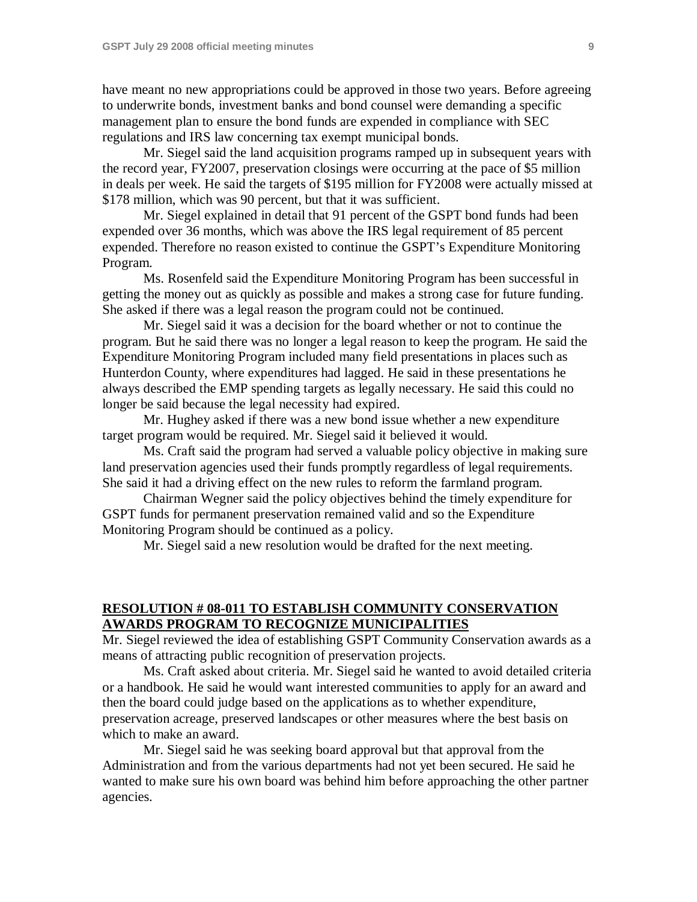have meant no new appropriations could be approved in those two years. Before agreeing to underwrite bonds, investment banks and bond counsel were demanding a specific management plan to ensure the bond funds are expended in compliance with SEC regulations and IRS law concerning tax exempt municipal bonds.

Mr. Siegel said the land acquisition programs ramped up in subsequent years with the record year, FY2007, preservation closings were occurring at the pace of $5 million in deals per week. He said the targets of $195 million for FY2008 were actually missed at $178 million, which was 90 percent, but that it was sufficient.

Mr. Siegel explained in detail that 91 percent of the GSPT bond funds had been expended over 36 months, which was above the IRS legal requirement of 85 percent expended. Therefore no reason existed to continue the GSPT's Expenditure Monitoring Program.

Ms. Rosenfeld said the Expenditure Monitoring Program has been successful in getting the money out as quickly as possible and makes a strong case for future funding. She asked if there was a legal reason the program could not be continued.

Mr. Siegel said it was a decision for the board whether or not to continue the program. But he said there was no longer a legal reason to keep the program. He said the Expenditure Monitoring Program included many field presentations in places such as Hunterdon County, where expenditures had lagged. He said in these presentations he always described the EMP spending targets as legally necessary. He said this could no longer be said because the legal necessity had expired.

Mr. Hughey asked if there was a new bond issue whether a new expenditure target program would be required. Mr. Siegel said it believed it would.

Ms. Craft said the program had served a valuable policy objective in making sure land preservation agencies used their funds promptly regardless of legal requirements. She said it had a driving effect on the new rules to reform the farmland program.

Chairman Wegner said the policy objectives behind the timely expenditure for GSPT funds for permanent preservation remained valid and so the Expenditure Monitoring Program should be continued as a policy.

Mr. Siegel said a new resolution would be drafted for the next meeting.

**RESOLUTION # 08-011 TO ESTABLISH COMMUNITY CONSERVATION AWARDS PROGRAM TO RECOGNIZE MUNICIPALITIES**

Mr. Siegel reviewed the idea of establishing GSPT Community Conservation awards as a means of attracting public recognition of preservation projects.

Ms. Craft asked about criteria. Mr. Siegel said he wanted to avoid detailed criteria or a handbook. He said he would want interested communities to apply for an award and then the board could judge based on the applications as to whether expenditure, preservation acreage, preserved landscapes or other measures where the best basis on which to make an award.

Mr. Siegel said he was seeking board approval but that approval from the Administration and from the various departments had not yet been secured. He said he wanted to make sure his own board was behind him before approaching the other partner agencies.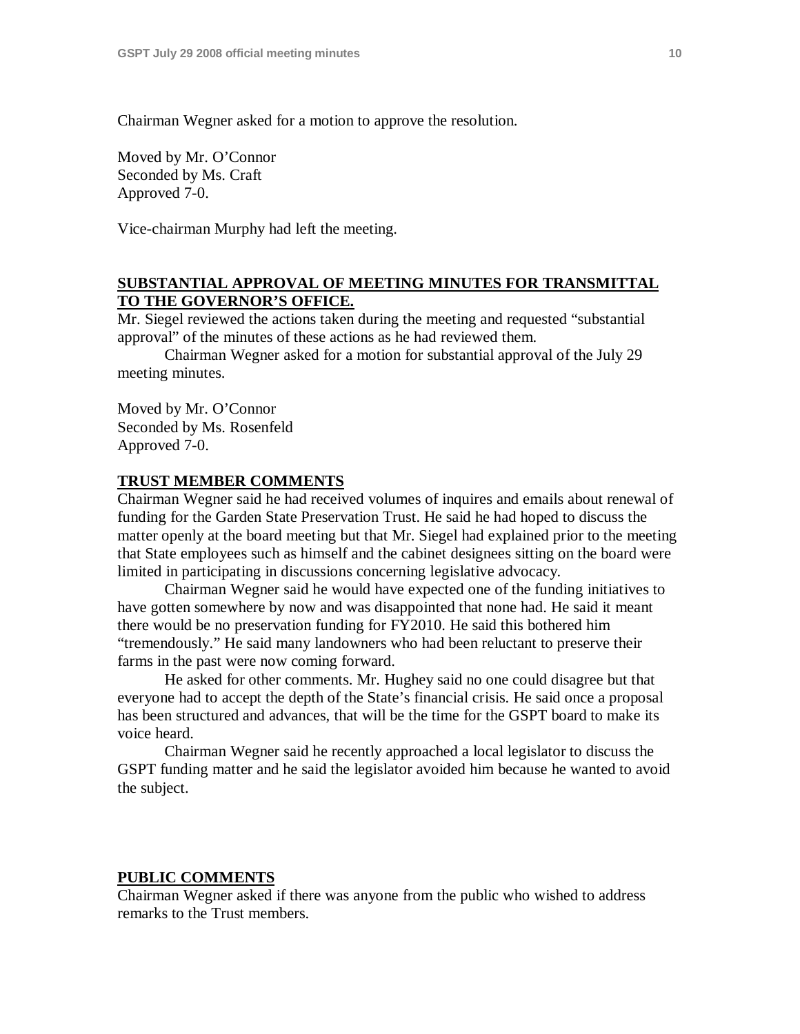Chairman Wegner asked for a motion to approve the resolution.

Moved by Mr. O'Connor
Seconded by Ms. Craft
Approved 7-0.

Vice-chairman Murphy had left the meeting.

**SUBSTANTIAL APPROVAL OF MEETING MINUTES FOR TRANSMITTAL TO THE GOVERNOR'S OFFICE.**

Mr. Siegel reviewed the actions taken during the meeting and requested "substantial approval" of the minutes of these actions as he had reviewed them.

Chairman Wegner asked for a motion for substantial approval of the July 29 meeting minutes.

Moved by Mr. O'Connor
Seconded by Ms. Rosenfeld
Approved 7-0.

**TRUST MEMBER COMMENTS**

Chairman Wegner said he had received volumes of inquires and emails about renewal of funding for the Garden State Preservation Trust. He said he had hoped to discuss the matter openly at the board meeting but that Mr. Siegel had explained prior to the meeting that State employees such as himself and the cabinet designees sitting on the board were limited in participating in discussions concerning legislative advocacy.

Chairman Wegner said he would have expected one of the funding initiatives to have gotten somewhere by now and was disappointed that none had. He said it meant there would be no preservation funding for FY2010. He said this bothered him "tremendously." He said many landowners who had been reluctant to preserve their farms in the past were now coming forward.

He asked for other comments. Mr. Hughey said no one could disagree but that everyone had to accept the depth of the State's financial crisis. He said once a proposal has been structured and advances, that will be the time for the GSPT board to make its voice heard.

Chairman Wegner said he recently approached a local legislator to discuss the GSPT funding matter and he said the legislator avoided him because he wanted to avoid the subject.

**PUBLIC COMMENTS**

Chairman Wegner asked if there was anyone from the public who wished to address remarks to the Trust members.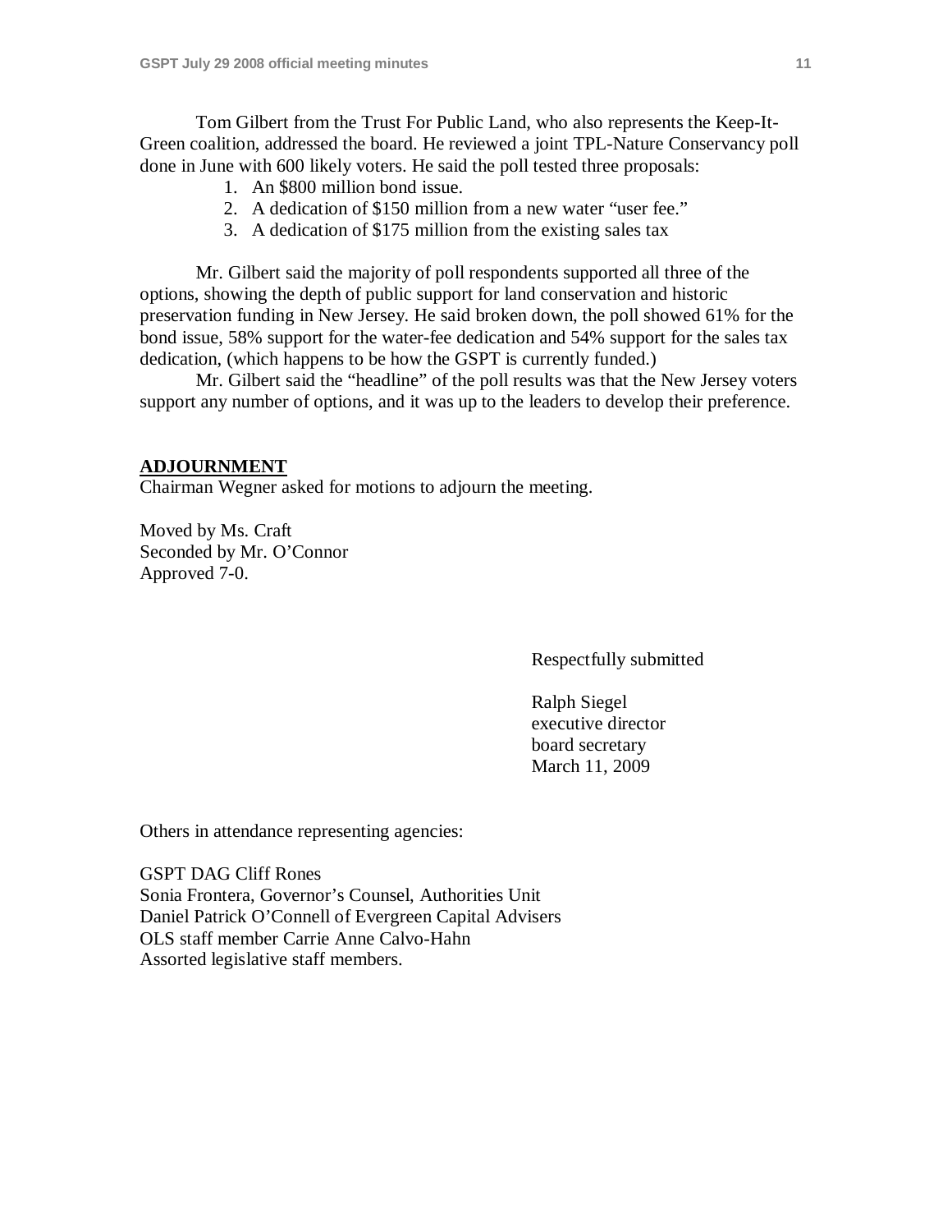Tom Gilbert from the Trust For Public Land, who also represents the Keep-It-Green coalition, addressed the board. He reviewed a joint TPL-Nature Conservancy poll done in June with 600 likely voters. He said the poll tested three proposals:

1. An $800 million bond issue.
2. A dedication of $150 million from a new water "user fee."
3. A dedication of $175 million from the existing sales tax

Mr. Gilbert said the majority of poll respondents supported all three of the options, showing the depth of public support for land conservation and historic preservation funding in New Jersey. He said broken down, the poll showed 61% for the bond issue, 58% support for the water-fee dedication and 54% support for the sales tax dedication, (which happens to be how the GSPT is currently funded.)

Mr. Gilbert said the "headline" of the poll results was that the New Jersey voters support any number of options, and it was up to the leaders to develop their preference.

**ADJOURNMENT**

Chairman Wegner asked for motions to adjourn the meeting.

Moved by Ms. Craft
Seconded by Mr. O'Connor
Approved 7-0.

Respectfully submitted

Ralph Siegel
executive director
board secretary
March 11, 2009

Others in attendance representing agencies:

GSPT DAG Cliff Rones
Sonia Frontera, Governor's Counsel, Authorities Unit
Daniel Patrick O'Connell of Evergreen Capital Advisers
OLS staff member Carrie Anne Calvo-Hahn
Assorted legislative staff members.